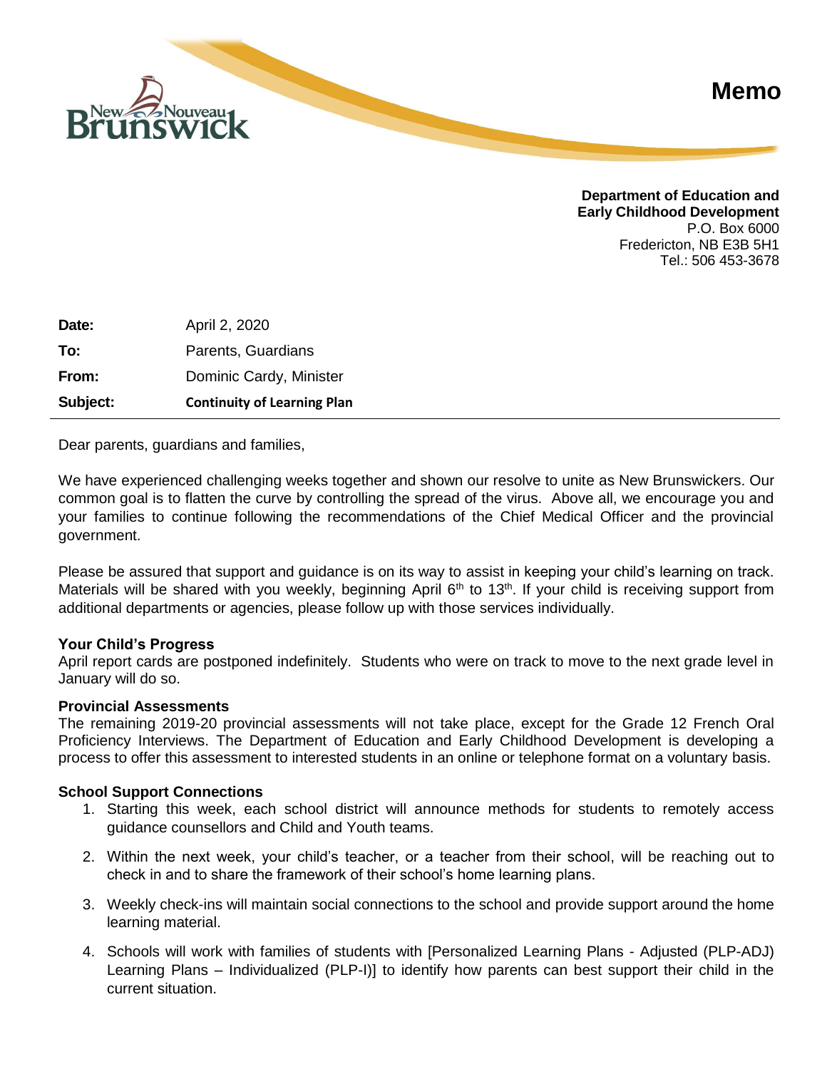# Memo

**Department of Education and Early Childhood Development**
P.O. Box 6000
Fredericton, NB E3B 5H1
Tel.: 506 453-3678

| | |
|---|---|
| **Date:** | April 2, 2020 |
| **To:** | Parents, Guardians |
| **From:** | Dominic Cardy, Minister |
| **Subject:** | **Continuity of Learning Plan** |

Dear parents, guardians and families,

We have experienced challenging weeks together and shown our resolve to unite as New Brunswickers. Our common goal is to flatten the curve by controlling the spread of the virus. Above all, we encourage you and your families to continue following the recommendations of the Chief Medical Officer and the provincial government.

Please be assured that support and guidance is on its way to assist in keeping your child's learning on track. Materials will be shared with you weekly, beginning April 6th to 13th. If your child is receiving support from additional departments or agencies, please follow up with those services individually.

**Your Child's Progress**
April report cards are postponed indefinitely. Students who were on track to move to the next grade level in January will do so.

**Provincial Assessments**
The remaining 2019-20 provincial assessments will not take place, except for the Grade 12 French Oral Proficiency Interviews. The Department of Education and Early Childhood Development is developing a process to offer this assessment to interested students in an online or telephone format on a voluntary basis.

**School Support Connections**

1. Starting this week, each school district will announce methods for students to remotely access guidance counsellors and Child and Youth teams.
2. Within the next week, your child's teacher, or a teacher from their school, will be reaching out to check in and to share the framework of their school's home learning plans.
3. Weekly check-ins will maintain social connections to the school and provide support around the home learning material.
4. Schools will work with families of students with [Personalized Learning Plans - Adjusted (PLP-ADJ) Learning Plans – Individualized (PLP-I)] to identify how parents can best support their child in the current situation.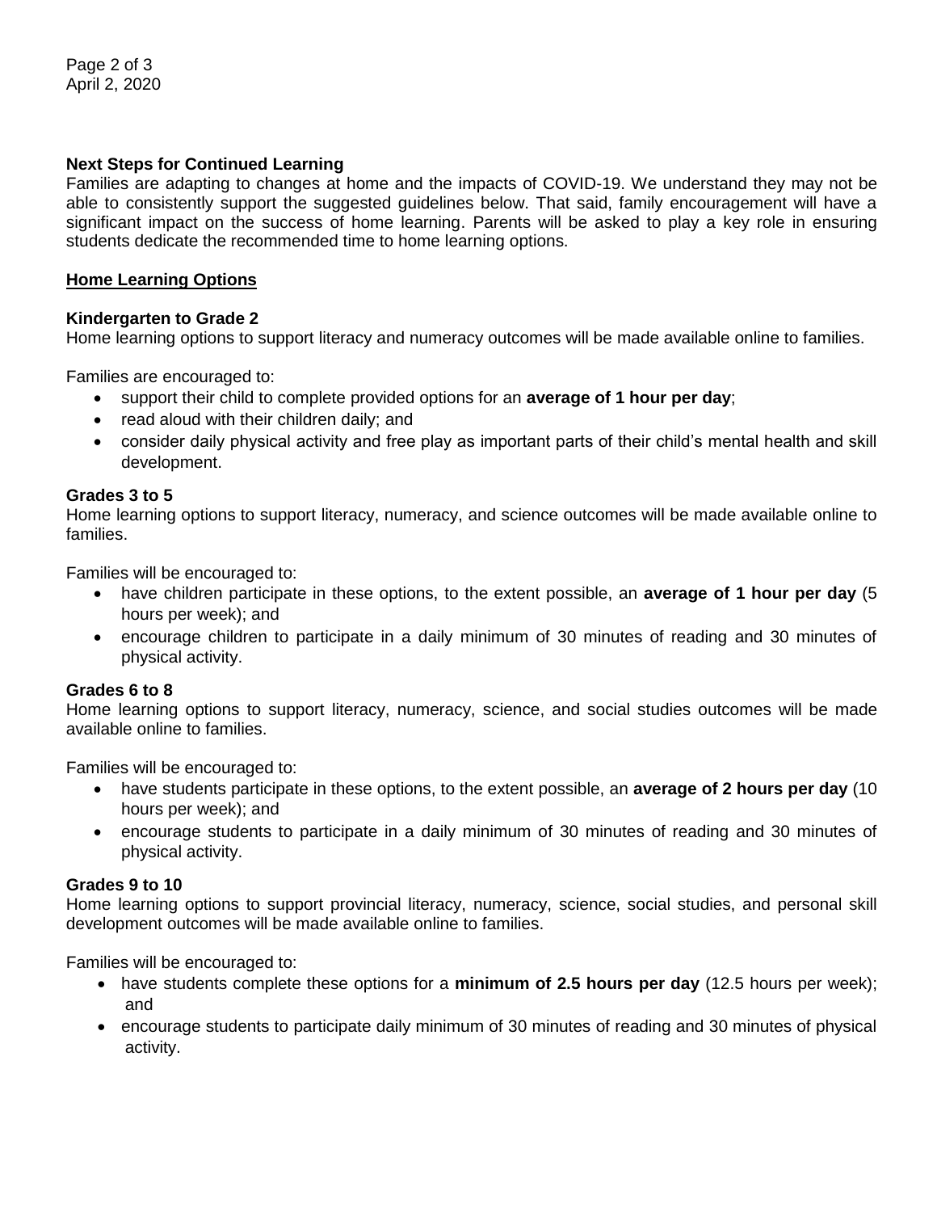**Next Steps for Continued Learning**

Families are adapting to changes at home and the impacts of COVID-19. We understand they may not be able to consistently support the suggested guidelines below. That said, family encouragement will have a significant impact on the success of home learning. Parents will be asked to play a key role in ensuring students dedicate the recommended time to home learning options.

## Home Learning Options

### Kindergarten to Grade 2

Home learning options to support literacy and numeracy outcomes will be made available online to families.

Families are encouraged to:

- support their child to complete provided options for an **average of 1 hour per day**;
- read aloud with their children daily; and
- consider daily physical activity and free play as important parts of their child's mental health and skill development.

### Grades 3 to 5

Home learning options to support literacy, numeracy, and science outcomes will be made available online to families.

Families will be encouraged to:

- have children participate in these options, to the extent possible, an **average of 1 hour per day** (5 hours per week); and
- encourage children to participate in a daily minimum of 30 minutes of reading and 30 minutes of physical activity.

### Grades 6 to 8

Home learning options to support literacy, numeracy, science, and social studies outcomes will be made available online to families.

Families will be encouraged to:

- have students participate in these options, to the extent possible, an **average of 2 hours per day** (10 hours per week); and
- encourage students to participate in a daily minimum of 30 minutes of reading and 30 minutes of physical activity.

### Grades 9 to 10

Home learning options to support provincial literacy, numeracy, science, social studies, and personal skill development outcomes will be made available online to families.

Families will be encouraged to:

- have students complete these options for a **minimum of 2.5 hours per day** (12.5 hours per week); and
- encourage students to participate daily minimum of 30 minutes of reading and 30 minutes of physical activity.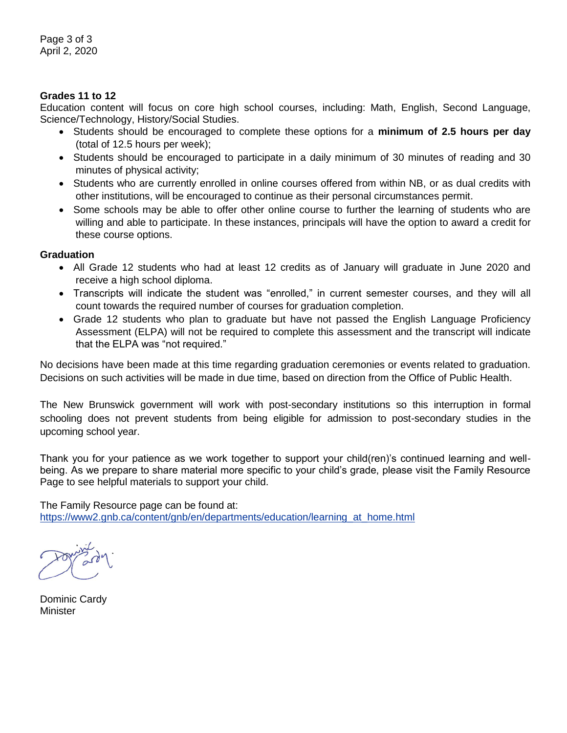April 2, 2020

**Grades 11 to 12**

Education content will focus on core high school courses, including: Math, English, Second Language, Science/Technology, History/Social Studies.

- Students should be encouraged to complete these options for a **minimum of 2.5 hours per day** (total of 12.5 hours per week);
- Students should be encouraged to participate in a daily minimum of 30 minutes of reading and 30 minutes of physical activity;
- Students who are currently enrolled in online courses offered from within NB, or as dual credits with other institutions, will be encouraged to continue as their personal circumstances permit.
- Some schools may be able to offer other online course to further the learning of students who are willing and able to participate. In these instances, principals will have the option to award a credit for these course options.

**Graduation**

- All Grade 12 students who had at least 12 credits as of January will graduate in June 2020 and receive a high school diploma.
- Transcripts will indicate the student was "enrolled," in current semester courses, and they will all count towards the required number of courses for graduation completion.
- Grade 12 students who plan to graduate but have not passed the English Language Proficiency Assessment (ELPA) will not be required to complete this assessment and the transcript will indicate that the ELPA was "not required."

No decisions have been made at this time regarding graduation ceremonies or events related to graduation. Decisions on such activities will be made in due time, based on direction from the Office of Public Health.

The New Brunswick government will work with post-secondary institutions so this interruption in formal schooling does not prevent students from being eligible for admission to post-secondary studies in the upcoming school year.

Thank you for your patience as we work together to support your child(ren)'s continued learning and well-being. As we prepare to share material more specific to your child's grade, please visit the Family Resource Page to see helpful materials to support your child.

The Family Resource page can be found at:
https://www2.gnb.ca/content/gnb/en/departments/education/learning_at_home.html

Dominic Cardy
Minister